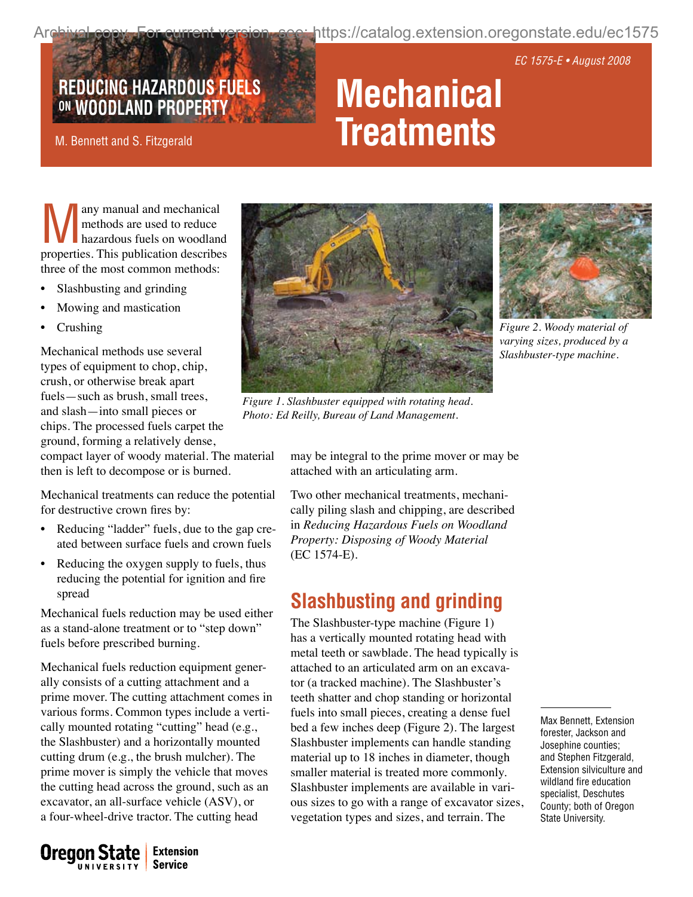Archival copy. For current version, see: https://catalog.extension.oregonstate.edu/ec1575

EC 1575-E • August 2008

# Reducing Hazardous Fuels on Woodland Property

# Mechanical Treatments

M. Bennett and S. Fitzgerald

Many manual and mechanical methods are used to reduce hazardous fuels on woodland properties. This publication describes three of the most common methods:

- Slashbusting and grinding
- Mowing and mastication
- Crushing

Mechanical methods use several types of equipment to chop, chip, crush, or otherwise break apart fuels—such as brush, small trees, and slash—into small pieces or chips. The processed fuels carpet the ground, forming a relatively dense, compact layer of woody material. The material then is left to decompose or is burned.

Mechanical treatments can reduce the potential for destructive crown fires by:

- Reducing "ladder" fuels, due to the gap created between surface fuels and crown fuels
- Reducing the oxygen supply to fuels, thus reducing the potential for ignition and fire spread

Mechanical fuels reduction may be used either as a stand-alone treatment or to "step down" fuels before prescribed burning.

Mechanical fuels reduction equipment generally consists of a cutting attachment and a prime mover. The cutting attachment comes in various forms. Common types include a vertically mounted rotating "cutting" head (e.g., the Slashbuster) and a horizontally mounted cutting drum (e.g., the brush mulcher). The prime mover is simply the vehicle that moves the cutting head across the ground, such as an excavator, an all-surface vehicle (ASV), or a four-wheel-drive tractor. The cutting head may be integral to the prime mover or may be attached with an articulating arm.

*Figure 1. Slashbuster equipped with rotating head. Photo: Ed Reilly, Bureau of Land Management.*

*Figure 2. Woody material of varying sizes, produced by a Slashbuster-type machine.*

Two other mechanical treatments, mechanically piling slash and chipping, are described in *Reducing Hazardous Fuels on Woodland Property: Disposing of Woody Material* (EC 1574-E).

## Slashbusting and grinding

The Slashbuster-type machine (Figure 1) has a vertically mounted rotating head with metal teeth or sawblade. The head typically is attached to an articulated arm on an excavator (a tracked machine). The Slashbuster's teeth shatter and chop standing or horizontal fuels into small pieces, creating a dense fuel bed a few inches deep (Figure 2). The largest Slashbuster implements can handle standing material up to 18 inches in diameter, though smaller material is treated more commonly. Slashbuster implements are available in various sizes to go with a range of excavator sizes, vegetation types and sizes, and terrain. The

---

Max Bennett, Extension forester, Jackson and Josephine counties; and Stephen Fitzgerald, Extension silviculture and wildland fire education specialist, Deschutes County; both of Oregon State University.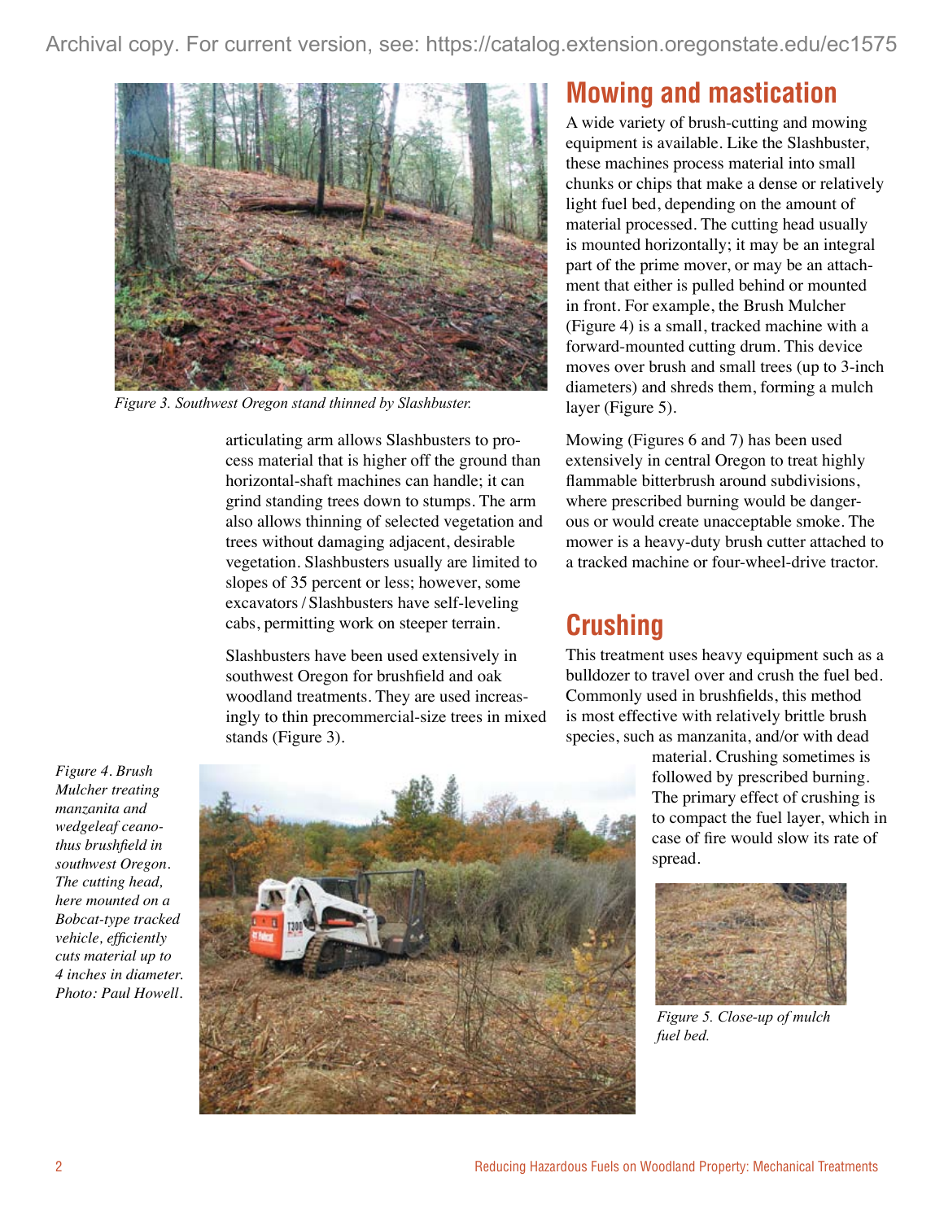Figure 3. Southwest Oregon stand thinned by Slashbuster.

articulating arm allows Slashbusters to process material that is higher off the ground than horizontal-shaft machines can handle; it can grind standing trees down to stumps. The arm also allows thinning of selected vegetation and trees without damaging adjacent, desirable vegetation. Slashbusters usually are limited to slopes of 35 percent or less; however, some excavators / Slashbusters have self-leveling cabs, permitting work on steeper terrain.

Slashbusters have been used extensively in southwest Oregon for brushfield and oak woodland treatments. They are used increasingly to thin precommercial-size trees in mixed stands (Figure 3).

## Mowing and mastication

A wide variety of brush-cutting and mowing equipment is available. Like the Slashbuster, these machines process material into small chunks or chips that make a dense or relatively light fuel bed, depending on the amount of material processed. The cutting head usually is mounted horizontally; it may be an integral part of the prime mover, or may be an attachment that either is pulled behind or mounted in front. For example, the Brush Mulcher (Figure 4) is a small, tracked machine with a forward-mounted cutting drum. This device moves over brush and small trees (up to 3-inch diameters) and shreds them, forming a mulch layer (Figure 5).

Mowing (Figures 6 and 7) has been used extensively in central Oregon to treat highly flammable bitterbrush around subdivisions, where prescribed burning would be dangerous or would create unacceptable smoke. The mower is a heavy-duty brush cutter attached to a tracked machine or four-wheel-drive tractor.

## Crushing

This treatment uses heavy equipment such as a bulldozer to travel over and crush the fuel bed. Commonly used in brushfields, this method is most effective with relatively brittle brush species, such as manzanita, and/or with dead material. Crushing sometimes is followed by prescribed burning. The primary effect of crushing is to compact the fuel layer, which in case of fire would slow its rate of spread.

*Figure 4. Brush Mulcher treating manzanita and wedgeleaf ceanothus brushfield in southwest Oregon. The cutting head, here mounted on a Bobcat-type tracked vehicle, efficiently cuts material up to 4 inches in diameter. Photo: Paul Howell.*

*Figure 5. Close-up of mulch fuel bed.*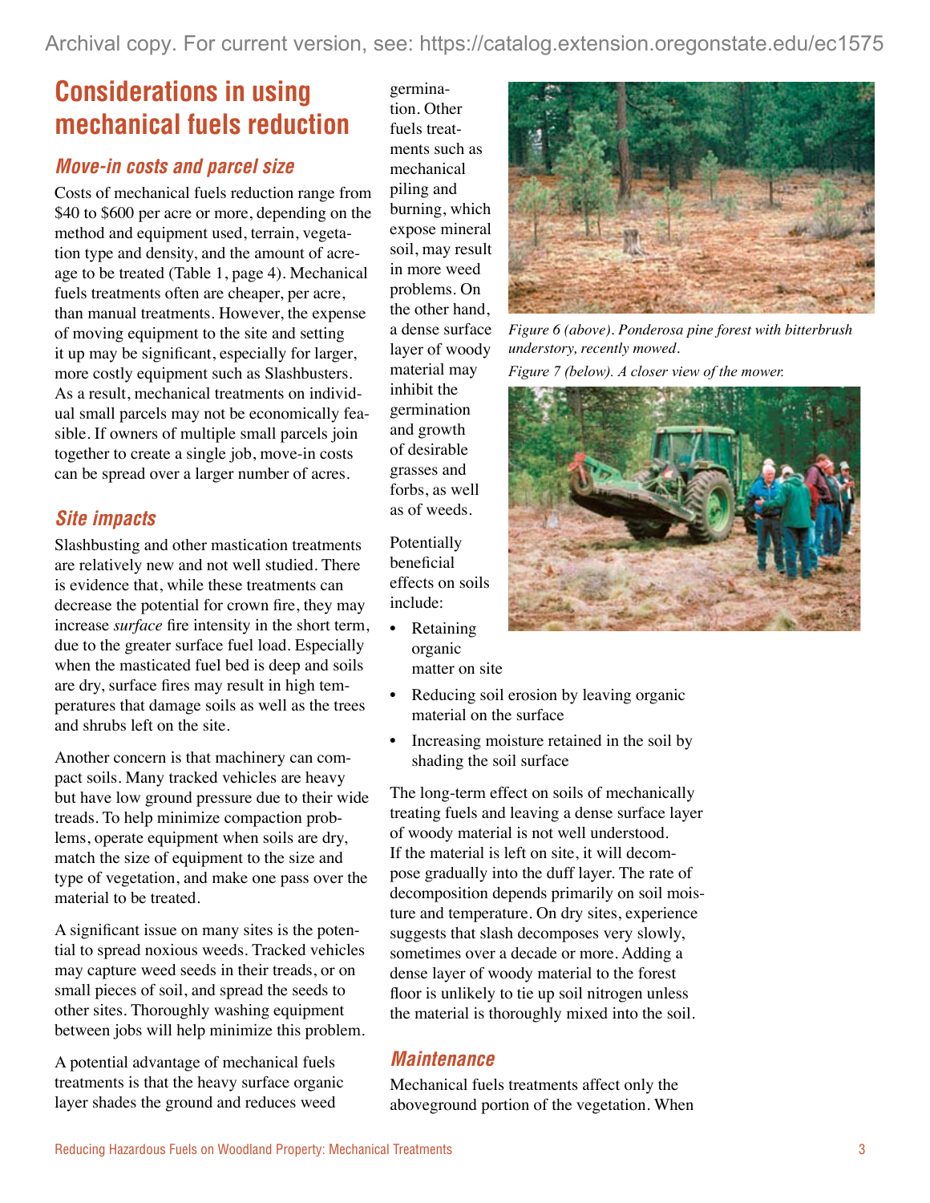## Considerations in using mechanical fuels reduction

### *Move-in costs and parcel size*

Costs of mechanical fuels reduction range from $40 to $600 per acre or more, depending on the method and equipment used, terrain, vegetation type and density, and the amount of acreage to be treated (Table 1, page 4). Mechanical fuels treatments often are cheaper, per acre, than manual treatments. However, the expense of moving equipment to the site and setting it up may be significant, especially for larger, more costly equipment such as Slashbusters. As a result, mechanical treatments on individual small parcels may not be economically feasible. If owners of multiple small parcels join together to create a single job, move-in costs can be spread over a larger number of acres.

### *Site impacts*

Slashbusting and other mastication treatments are relatively new and not well studied. There is evidence that, while these treatments can decrease the potential for crown fire, they may increase *surface* fire intensity in the short term, due to the greater surface fuel load. Especially when the masticated fuel bed is deep and soils are dry, surface fires may result in high temperatures that damage soils as well as the trees and shrubs left on the site.

Another concern is that machinery can compact soils. Many tracked vehicles are heavy but have low ground pressure due to their wide treads. To help minimize compaction problems, operate equipment when soils are dry, match the size of equipment to the size and type of vegetation, and make one pass over the material to be treated.

A significant issue on many sites is the potential to spread noxious weeds. Tracked vehicles may capture weed seeds in their treads, or on small pieces of soil, and spread the seeds to other sites. Thoroughly washing equipment between jobs will help minimize this problem.

A potential advantage of mechanical fuels treatments is that the heavy surface organic layer shades the ground and reduces weed germination. Other fuels treatments such as mechanical piling and burning, which expose mineral soil, may result in more weed problems. On the other hand, a dense surface layer of woody material may inhibit the germination and growth of desirable grasses and forbs, as well as of weeds.

*Figure 6 (above). Ponderosa pine forest with bitterbrush understory, recently mowed.*

*Figure 7 (below). A closer view of the mower.*

Potentially beneficial effects on soils include:

- Retaining organic matter on site
- Reducing soil erosion by leaving organic material on the surface
- Increasing moisture retained in the soil by shading the soil surface

The long-term effect on soils of mechanically treating fuels and leaving a dense surface layer of woody material is not well understood. If the material is left on site, it will decompose gradually into the duff layer. The rate of decomposition depends primarily on soil moisture and temperature. On dry sites, experience suggests that slash decomposes very slowly, sometimes over a decade or more. Adding a dense layer of woody material to the forest floor is unlikely to tie up soil nitrogen unless the material is thoroughly mixed into the soil.

### *Maintenance*

Mechanical fuels treatments affect only the aboveground portion of the vegetation. When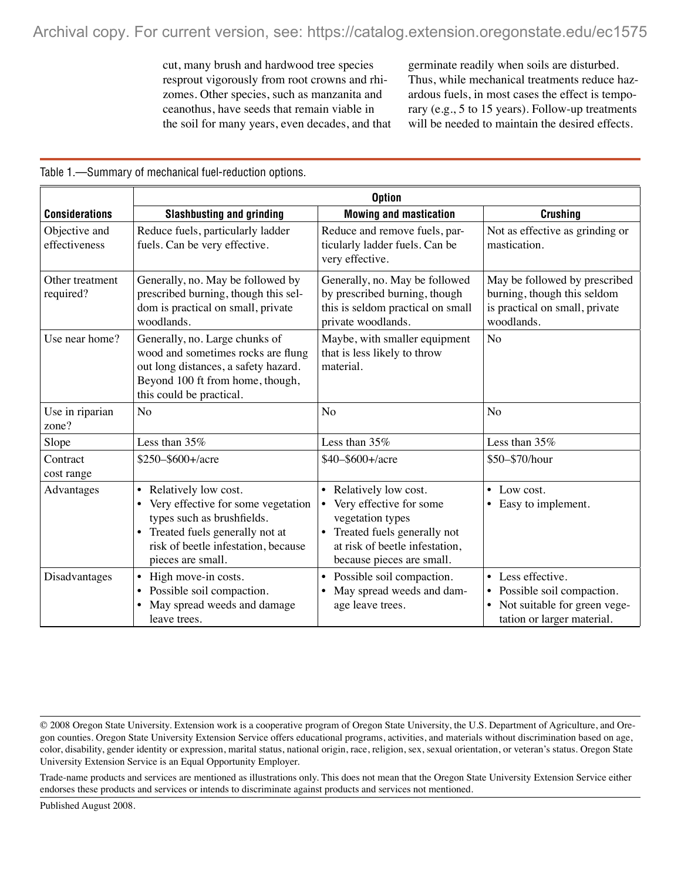Archival copy. For current version, see: https://catalog.extension.oregonstate.edu/ec1575

cut, many brush and hardwood tree species resprout vigorously from root crowns and rhizomes. Other species, such as manzanita and ceanothus, have seeds that remain viable in the soil for many years, even decades, and that germinate readily when soils are disturbed. Thus, while mechanical treatments reduce hazardous fuels, in most cases the effect is temporary (e.g., 5 to 15 years). Follow-up treatments will be needed to maintain the desired effects.

Table 1.—Summary of mechanical fuel-reduction options.

| | Option | | |
|---|---|---|---|
| **Considerations** | **Slashbusting and grinding** | **Mowing and mastication** | **Crushing** |
| Objective and effectiveness | Reduce fuels, particularly ladder fuels. Can be very effective. | Reduce and remove fuels, particularly ladder fuels. Can be very effective. | Not as effective as grinding or mastication. |
| Other treatment required? | Generally, no. May be followed by prescribed burning, though this seldom is practical on small, private woodlands. | Generally, no. May be followed by prescribed burning, though this seldom practical on small private woodlands. | May be followed by prescribed burning, though this seldom is practical on small, private woodlands. |
| Use near home? | Generally, no. Large chunks of wood and sometimes rocks are flung out long distances, a safety hazard. Beyond 100 ft from home, though, this could be practical. | Maybe, with smaller equipment that is less likely to throw material. | No |
| Use in riparian zone? | No | No | No |
| Slope | Less than 35% | Less than 35% | Less than 35% |
| Contract cost range | \$250–\$600+/acre | \$40–\$600+/acre | \$50–\$70/hour |
| Advantages | • Relatively low cost.<br>• Very effective for some vegetation types such as brushfields.<br>• Treated fuels generally not at risk of beetle infestation, because pieces are small. | • Relatively low cost.<br>• Very effective for some vegetation types<br>• Treated fuels generally not at risk of beetle infestation, because pieces are small. | • Low cost.<br>• Easy to implement. |
| Disadvantages | • High move-in costs.<br>• Possible soil compaction.<br>• May spread weeds and damage leave trees. | • Possible soil compaction.<br>• May spread weeds and damage leave trees. | • Less effective.<br>• Possible soil compaction.<br>• Not suitable for green vegetation or larger material. |

© 2008 Oregon State University. Extension work is a cooperative program of Oregon State University, the U.S. Department of Agriculture, and Oregon counties. Oregon State University Extension Service offers educational programs, activities, and materials without discrimination based on age, color, disability, gender identity or expression, marital status, national origin, race, religion, sex, sexual orientation, or veteran's status. Oregon State University Extension Service is an Equal Opportunity Employer.

Trade-name products and services are mentioned as illustrations only. This does not mean that the Oregon State University Extension Service either endorses these products and services or intends to discriminate against products and services not mentioned.

Published August 2008.